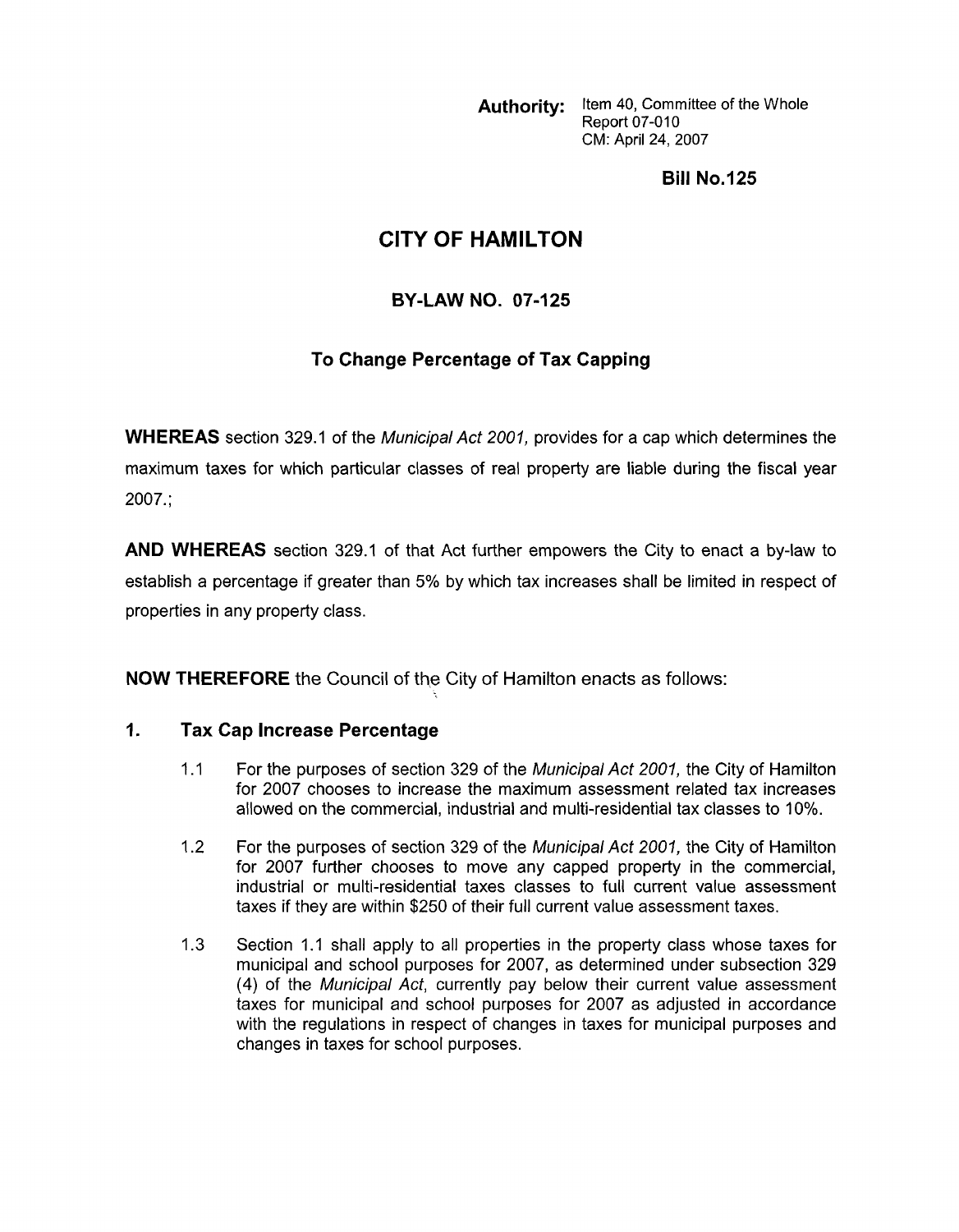**Authority:** Item 40, Committee of the Whole
Report 07-010
CM: April 24, 2007

**Bill No.125**

# CITY OF HAMILTON

## BY-LAW NO. 07-125

### To Change Percentage of Tax Capping

**WHEREAS** section 329.1 of the *Municipal Act 2001,* provides for a cap which determines the maximum taxes for which particular classes of real property are liable during the fiscal year 2007.;

**AND WHEREAS** section 329.1 of that Act further empowers the City to enact a by-law to establish a percentage if greater than 5% by which tax increases shall be limited in respect of properties in any property class.

**NOW THEREFORE** the Council of the City of Hamilton enacts as follows:

### 1. Tax Cap Increase Percentage

1.1 For the purposes of section 329 of the *Municipal Act 2001,* the City of Hamilton for 2007 chooses to increase the maximum assessment related tax increases allowed on the commercial, industrial and multi-residential tax classes to 10%.

1.2 For the purposes of section 329 of the *Municipal Act 2001,* the City of Hamilton for 2007 further chooses to move any capped property in the commercial, industrial or multi-residential taxes classes to full current value assessment taxes if they are within $250 of their full current value assessment taxes.

1.3 Section 1.1 shall apply to all properties in the property class whose taxes for municipal and school purposes for 2007, as determined under subsection 329 (4) of the *Municipal Act,* currently pay below their current value assessment taxes for municipal and school purposes for 2007 as adjusted in accordance with the regulations in respect of changes in taxes for municipal purposes and changes in taxes for school purposes.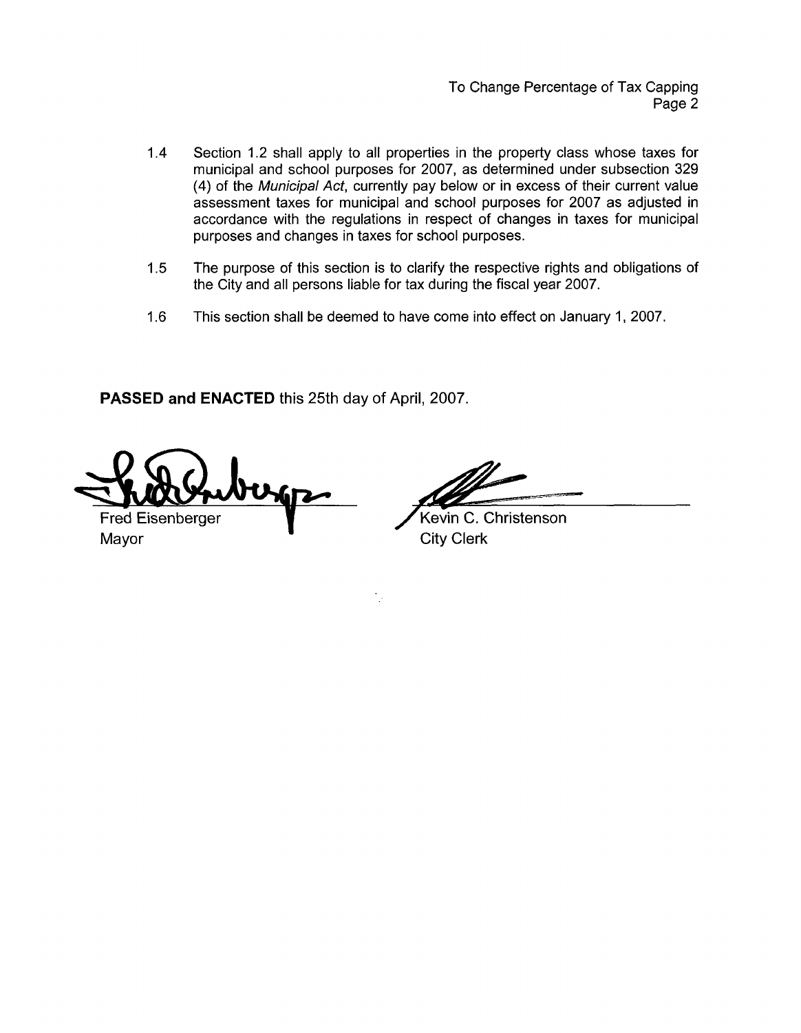1.4 Section 1.2 shall apply to all properties in the property class whose taxes for municipal and school purposes for 2007, as determined under subsection 329 (4) of the *Municipal Act*, currently pay below or in excess of their current value assessment taxes for municipal and school purposes for 2007 as adjusted in accordance with the regulations in respect of changes in taxes for municipal purposes and changes in taxes for school purposes.

1.5 The purpose of this section is to clarify the respective rights and obligations of the City and all persons liable for tax during the fiscal year 2007.

1.6 This section shall be deemed to have come into effect on January 1, 2007.

**PASSED and ENACTED** this 25th day of April, 2007.

Fred Eisenberger
Mayor

Kevin C. Christenson
City Clerk